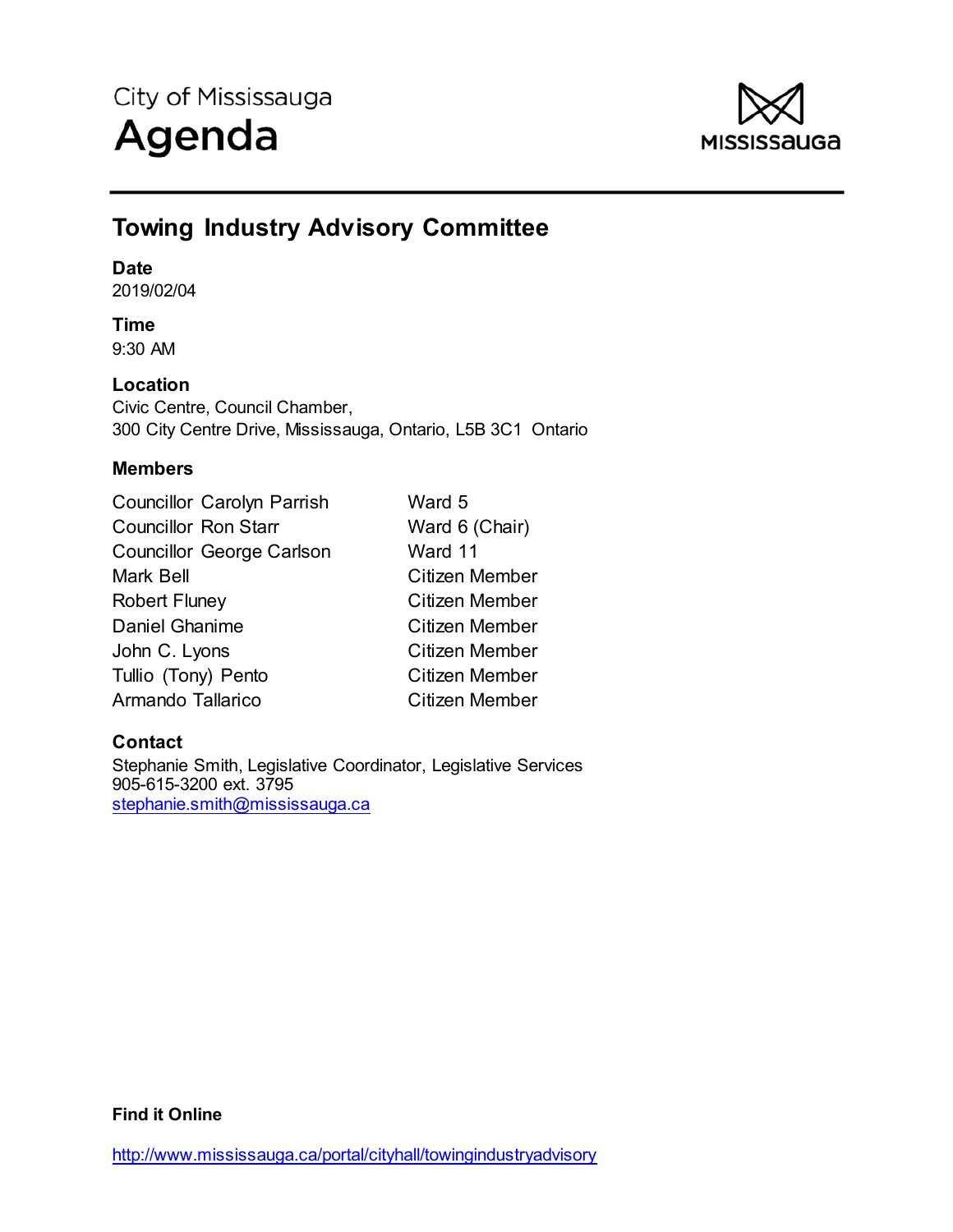City of Mississauga

# Agenda

MISSISSAUGA

## Towing Industry Advisory Committee

**Date**
2019/02/04

**Time**
9:30 AM

**Location**
Civic Centre, Council Chamber,
300 City Centre Drive, Mississauga, Ontario, L5B 3C1 Ontario

**Members**

| | |
|---|---|
| Councillor Carolyn Parrish | Ward 5 |
| Councillor Ron Starr | Ward 6 (Chair) |
| Councillor George Carlson | Ward 11 |
| Mark Bell | Citizen Member |
| Robert Fluney | Citizen Member |
| Daniel Ghanime | Citizen Member |
| John C. Lyons | Citizen Member |
| Tullio (Tony) Pento | Citizen Member |
| Armando Tallarico | Citizen Member |

**Contact**
Stephanie Smith, Legislative Coordinator, Legislative Services
905-615-3200 ext. 3795
stephanie.smith@mississauga.ca

**Find it Online**

http://www.mississauga.ca/portal/cityhall/towingindustryadvisory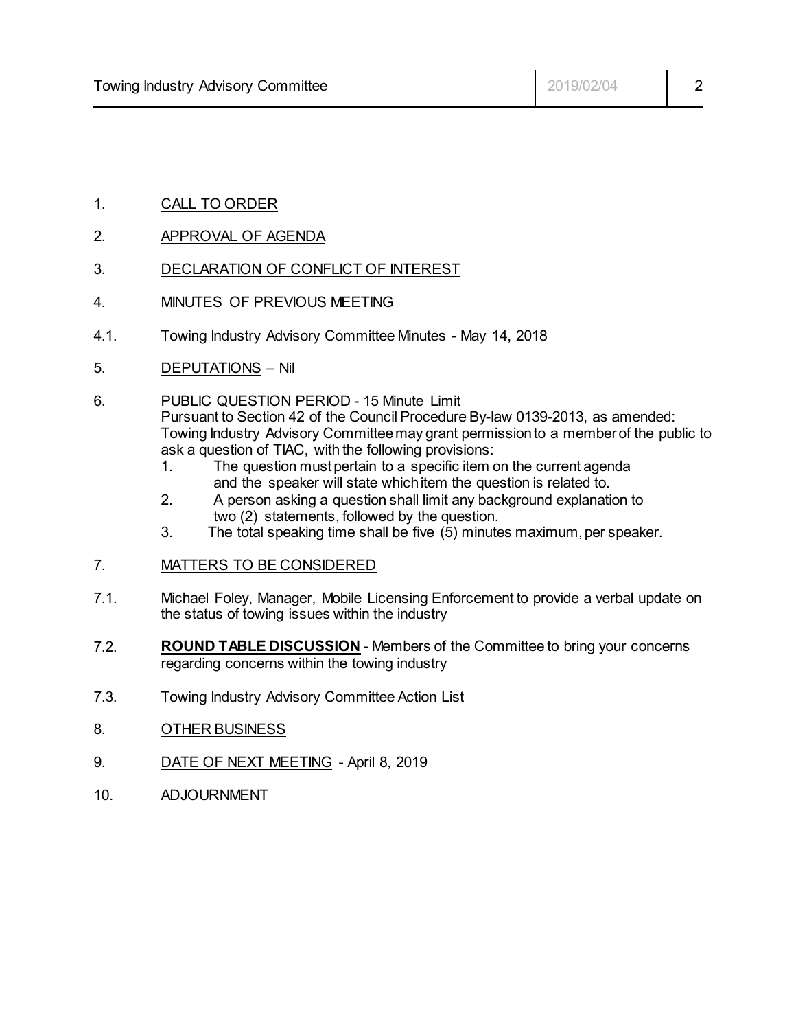1. CALL TO ORDER

2. APPROVAL OF AGENDA

3. DECLARATION OF CONFLICT OF INTEREST

4. MINUTES OF PREVIOUS MEETING

4.1. Towing Industry Advisory Committee Minutes - May 14, 2018

5. DEPUTATIONS – Nil

6. PUBLIC QUESTION PERIOD - 15 Minute Limit
Pursuant to Section 42 of the Council Procedure By-law 0139-2013, as amended: Towing Industry Advisory Committee may grant permission to a member of the public to ask a question of TIAC, with the following provisions:
   1. The question must pertain to a specific item on the current agenda and the speaker will state which item the question is related to.
   2. A person asking a question shall limit any background explanation to two (2) statements, followed by the question.
   3. The total speaking time shall be five (5) minutes maximum, per speaker.

7. MATTERS TO BE CONSIDERED

7.1. Michael Foley, Manager, Mobile Licensing Enforcement to provide a verbal update on the status of towing issues within the industry

7.2. **ROUND TABLE DISCUSSION** - Members of the Committee to bring your concerns regarding concerns within the towing industry

7.3. Towing Industry Advisory Committee Action List

8. OTHER BUSINESS

9. DATE OF NEXT MEETING - April 8, 2019

10. ADJOURNMENT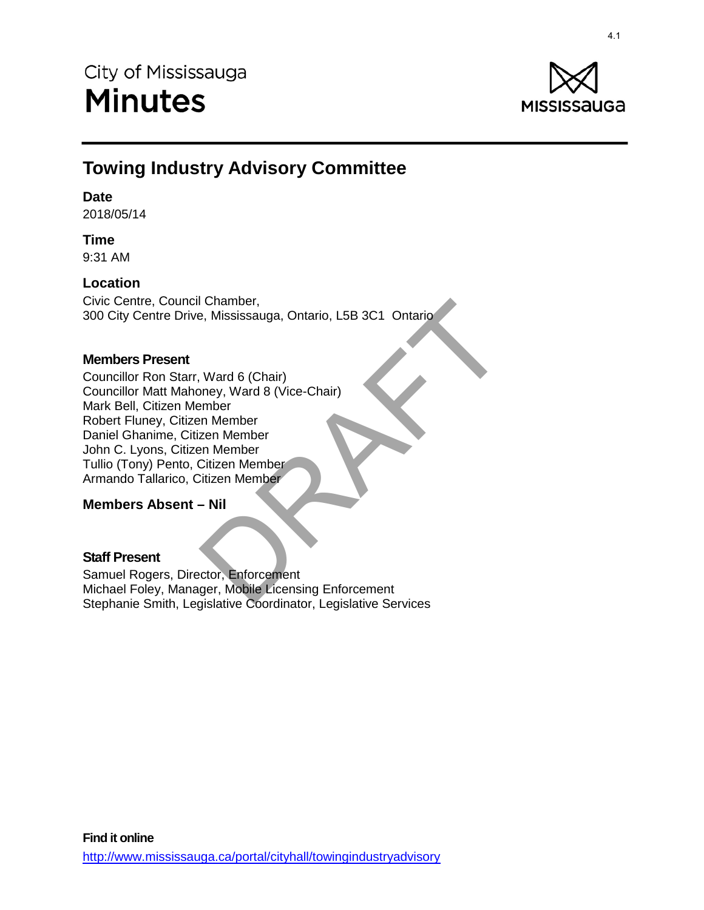City of Mississauga

# Minutes

## Towing Industry Advisory Committee

### Date
2018/05/14

### Time
9:31 AM

### Location
Civic Centre, Council Chamber,
300 City Centre Drive, Mississauga, Ontario, L5B 3C1 Ontario

#### Members Present
Councillor Ron Starr, Ward 6 (Chair)
Councillor Matt Mahoney, Ward 8 (Vice-Chair)
Mark Bell, Citizen Member
Robert Fluney, Citizen Member
Daniel Ghanime, Citizen Member
John C. Lyons, Citizen Member
Tullio (Tony) Pento, Citizen Member
Armando Tallarico, Citizen Member

### Members Absent – Nil

#### Staff Present
Samuel Rogers, Director, Enforcement
Michael Foley, Manager, Mobile Licensing Enforcement
Stephanie Smith, Legislative Coordinator, Legislative Services

DRAFT

**Find it online**
http://www.mississauga.ca/portal/cityhall/towingindustryadvisory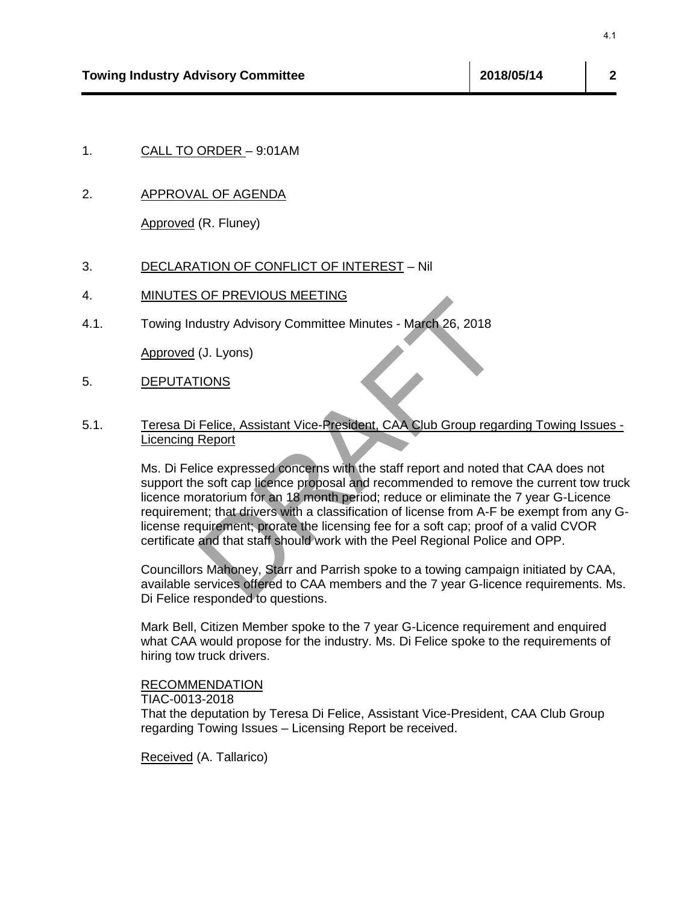1. CALL TO ORDER – 9:01AM

2. APPROVAL OF AGENDA

   Approved (R. Fluney)

3. DECLARATION OF CONFLICT OF INTEREST – Nil

4. MINUTES OF PREVIOUS MEETING

4.1. Towing Industry Advisory Committee Minutes - March 26, 2018

   Approved (J. Lyons)

5. DEPUTATIONS

5.1. Teresa Di Felice, Assistant Vice-President, CAA Club Group regarding Towing Issues - Licencing Report

   Ms. Di Felice expressed concerns with the staff report and noted that CAA does not support the soft cap licence proposal and recommended to remove the current tow truck licence moratorium for an 18 month period; reduce or eliminate the 7 year G-Licence requirement; that drivers with a classification of license from A-F be exempt from any G-license requirement; prorate the licensing fee for a soft cap; proof of a valid CVOR certificate and that staff should work with the Peel Regional Police and OPP.

   Councillors Mahoney, Starr and Parrish spoke to a towing campaign initiated by CAA, available services offered to CAA members and the 7 year G-licence requirements. Ms. Di Felice responded to questions.

   Mark Bell, Citizen Member spoke to the 7 year G-Licence requirement and enquired what CAA would propose for the industry. Ms. Di Felice spoke to the requirements of hiring tow truck drivers.

   RECOMMENDATION
   TIAC-0013-2018
   That the deputation by Teresa Di Felice, Assistant Vice-President, CAA Club Group regarding Towing Issues – Licensing Report be received.

   Received (A. Tallarico)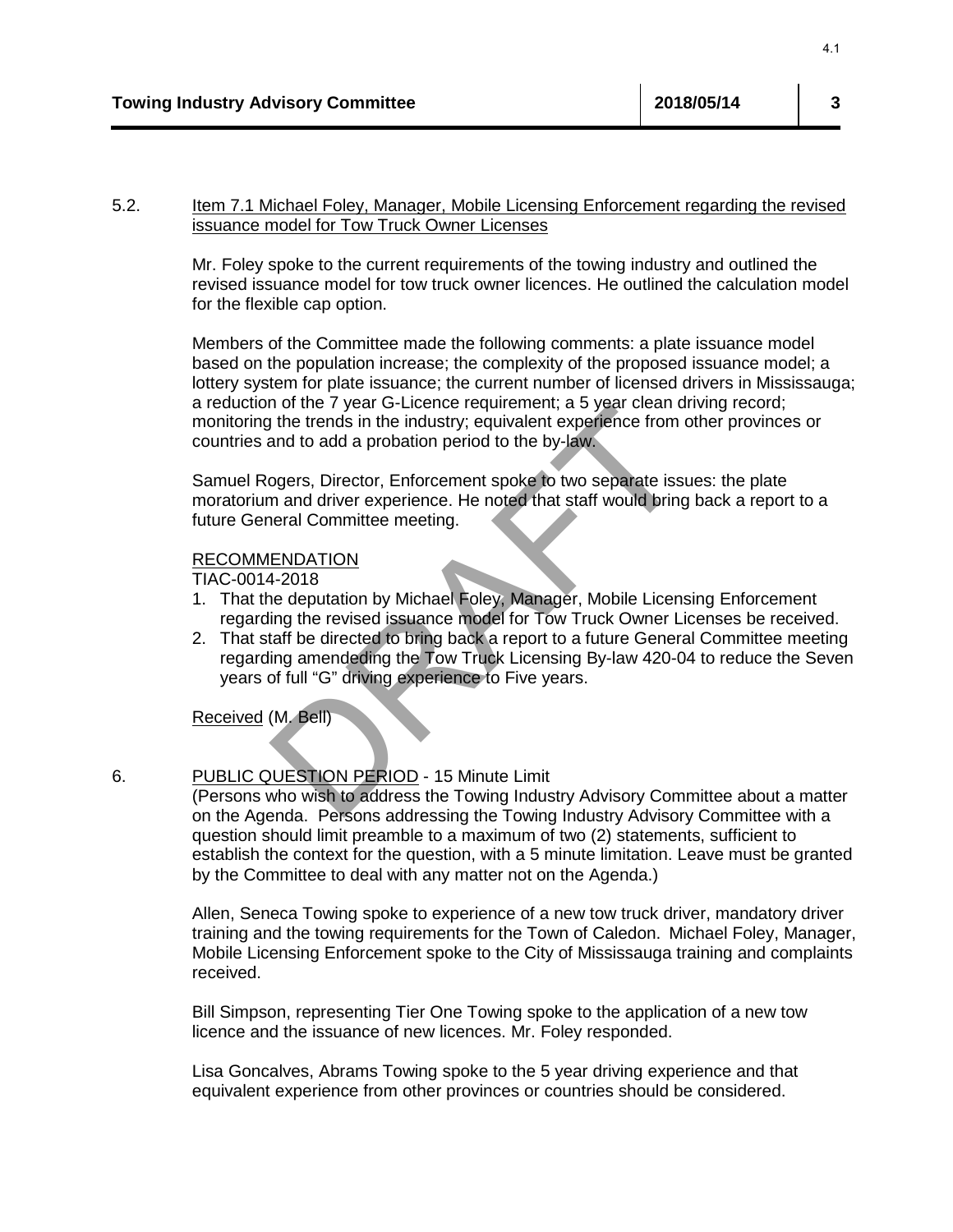5.2. Item 7.1 Michael Foley, Manager, Mobile Licensing Enforcement regarding the revised issuance model for Tow Truck Owner Licenses

Mr. Foley spoke to the current requirements of the towing industry and outlined the revised issuance model for tow truck owner licences. He outlined the calculation model for the flexible cap option.

Members of the Committee made the following comments: a plate issuance model based on the population increase; the complexity of the proposed issuance model; a lottery system for plate issuance; the current number of licensed drivers in Mississauga; a reduction of the 7 year G-Licence requirement; a 5 year clean driving record; monitoring the trends in the industry; equivalent experience from other provinces or countries and to add a probation period to the by-law.

Samuel Rogers, Director, Enforcement spoke to two separate issues: the plate moratorium and driver experience. He noted that staff would bring back a report to a future General Committee meeting.

RECOMMENDATION
TIAC-0014-2018

1. That the deputation by Michael Foley, Manager, Mobile Licensing Enforcement regarding the revised issuance model for Tow Truck Owner Licenses be received.
2. That staff be directed to bring back a report to a future General Committee meeting regarding amendeding the Tow Truck Licensing By-law 420-04 to reduce the Seven years of full "G" driving experience to Five years.

Received (M. Bell)

6. PUBLIC QUESTION PERIOD - 15 Minute Limit
(Persons who wish to address the Towing Industry Advisory Committee about a matter on the Agenda. Persons addressing the Towing Industry Advisory Committee with a question should limit preamble to a maximum of two (2) statements, sufficient to establish the context for the question, with a 5 minute limitation. Leave must be granted by the Committee to deal with any matter not on the Agenda.)

Allen, Seneca Towing spoke to experience of a new tow truck driver, mandatory driver training and the towing requirements for the Town of Caledon. Michael Foley, Manager, Mobile Licensing Enforcement spoke to the City of Mississauga training and complaints received.

Bill Simpson, representing Tier One Towing spoke to the application of a new tow licence and the issuance of new licences. Mr. Foley responded.

Lisa Goncalves, Abrams Towing spoke to the 5 year driving experience and that equivalent experience from other provinces or countries should be considered.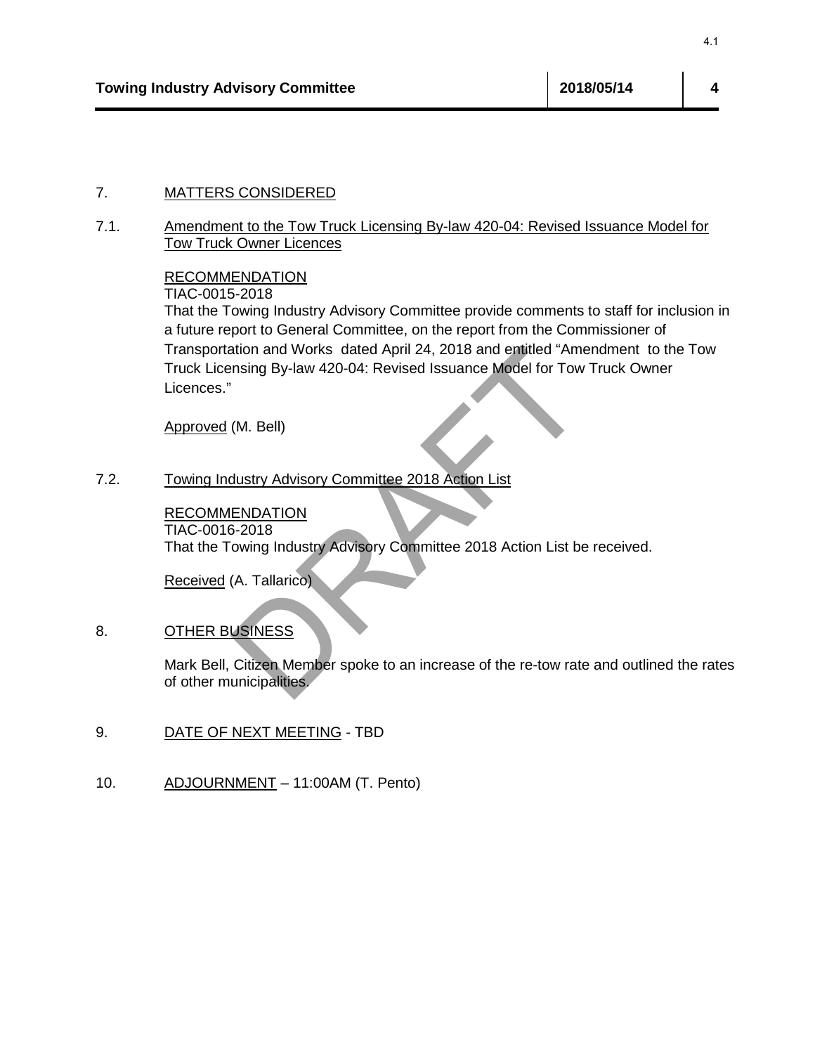7. MATTERS CONSIDERED

7.1. Amendment to the Tow Truck Licensing By-law 420-04: Revised Issuance Model for Tow Truck Owner Licences

RECOMMENDATION
TIAC-0015-2018
That the Towing Industry Advisory Committee provide comments to staff for inclusion in a future report to General Committee, on the report from the Commissioner of Transportation and Works dated April 24, 2018 and entitled "Amendment to the Tow Truck Licensing By-law 420-04: Revised Issuance Model for Tow Truck Owner Licences."

Approved (M. Bell)

7.2. Towing Industry Advisory Committee 2018 Action List

RECOMMENDATION
TIAC-0016-2018
That the Towing Industry Advisory Committee 2018 Action List be received.

Received (A. Tallarico)

8. OTHER BUSINESS

Mark Bell, Citizen Member spoke to an increase of the re-tow rate and outlined the rates of other municipalities.

9. DATE OF NEXT MEETING - TBD

10. ADJOURNMENT – 11:00AM (T. Pento)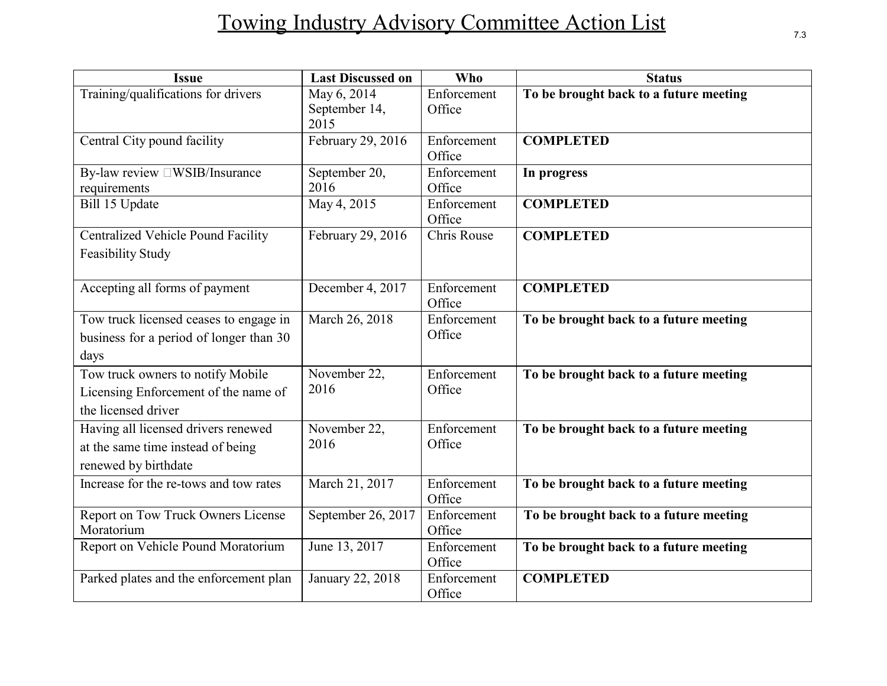# Towing Industry Advisory Committee Action List

| Issue | Last Discussed on | Who | Status |
|---|---|---|---|
| Training/qualifications for drivers | May 6, 2014 September 14, 2015 | Enforcement Office | **To be brought back to a future meeting** |
| Central City pound facility | February 29, 2016 | Enforcement Office | **COMPLETED** |
| By-law review WSIB/Insurance requirements | September 20, 2016 | Enforcement Office | **In progress** |
| Bill 15 Update | May 4, 2015 | Enforcement Office | **COMPLETED** |
| Centralized Vehicle Pound Facility Feasibility Study | February 29, 2016 | Chris Rouse | **COMPLETED** |
| Accepting all forms of payment | December 4, 2017 | Enforcement Office | **COMPLETED** |
| Tow truck licensed ceases to engage in business for a period of longer than 30 days | March 26, 2018 | Enforcement Office | **To be brought back to a future meeting** |
| Tow truck owners to notify Mobile Licensing Enforcement of the name of the licensed driver | November 22, 2016 | Enforcement Office | **To be brought back to a future meeting** |
| Having all licensed drivers renewed at the same time instead of being renewed by birthdate | November 22, 2016 | Enforcement Office | **To be brought back to a future meeting** |
| Increase for the re-tows and tow rates | March 21, 2017 | Enforcement Office | **To be brought back to a future meeting** |
| Report on Tow Truck Owners License Moratorium | September 26, 2017 | Enforcement Office | **To be brought back to a future meeting** |
| Report on Vehicle Pound Moratorium | June 13, 2017 | Enforcement Office | **To be brought back to a future meeting** |
| Parked plates and the enforcement plan | January 22, 2018 | Enforcement Office | **COMPLETED** |